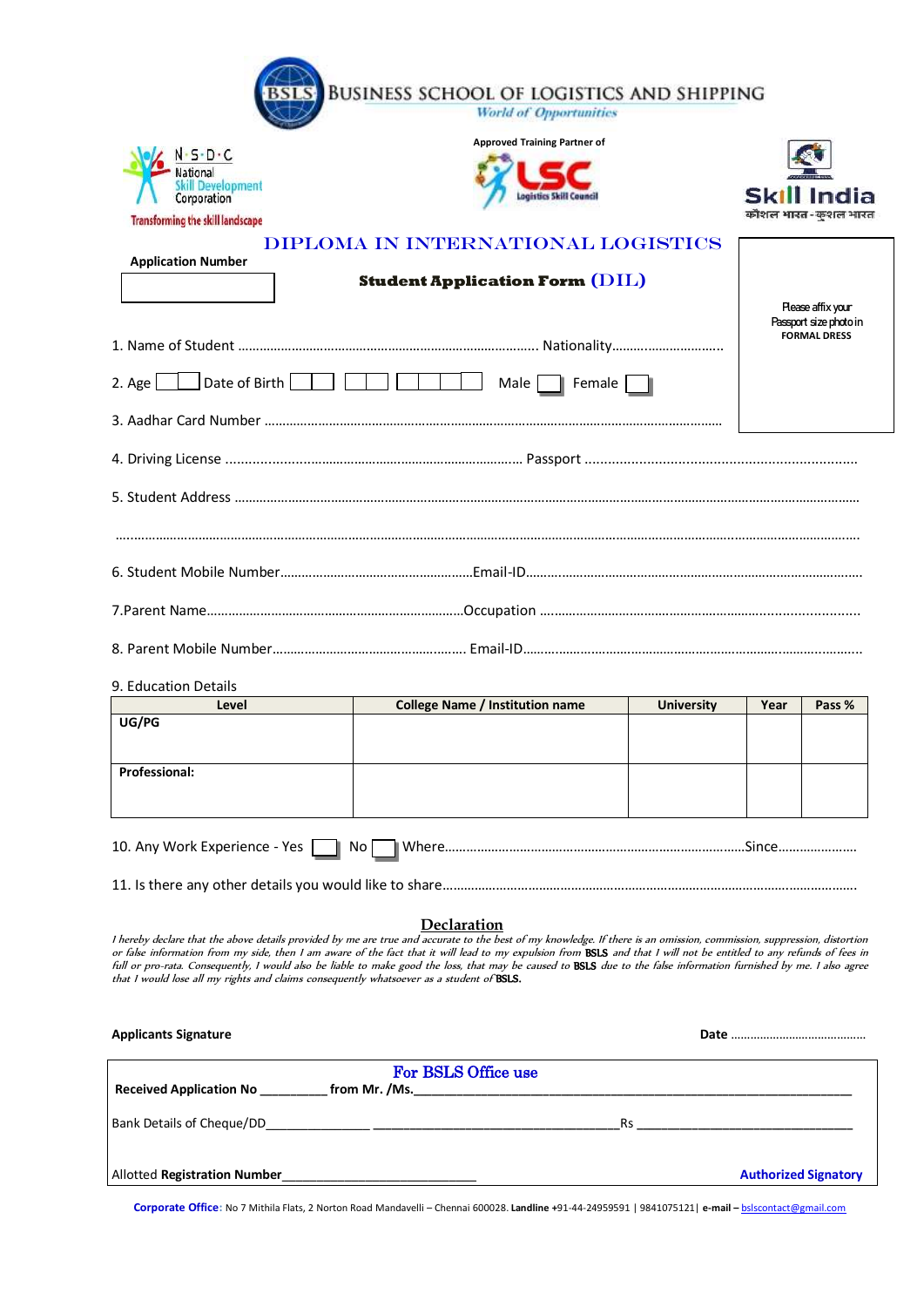# BUSINESS SCHOOL OF LOGISTICS AND SHIPPING

*World of Opportunities*

N·S·D·C National Skill Development Corporation

Transforming the skill landscape

Approved Training Partner of

LSC Logistics Skill Council

Skill India

कौशल भारत - कुशल भारत

## DIPLOMA IN INTERNATIONAL LOGISTICS

**Application Number**

### Student Application Form (DIL)

Please affix your Passport size photo in
**FORMAL DRESS**

1. Name of Student ........................................................................................ Nationality...............................

2. Age ☐☐ Date of Birth ☐☐ ☐☐ ☐☐☐☐ Male ☐ Female ☐

3. Aadhar Card Number ..............................................................................................................................

4. Driving License ................................................................................. Passport ......................................................................

5. Student Address ...................................................................................................................................................................

.............................................................................................................................................................................................

6. Student Mobile Number.....................................................Email-ID.........................................................................................

7.Parent Name.......................................................................Occupation .....................................................................................

8. Parent Mobile Number..................................................... Email-ID..........................................................................................

9. Education Details

| Level | College Name / Institution name | University | Year | Pass % |
|---|---|---|---|---|
| **UG/PG** | | | | |
| **Professional:** | | | | |

10. Any Work Experience - Yes ☐ No ☐ Where....................................................................................Since......................

11. Is there any other details you would like to share........................................................................................................

## Declaration

*I hereby declare that the above details provided by me are true and accurate to the best of my knowledge. If there is an omission, commission, suppression, distortion or false information from my side, then I am aware of the fact that it will lead to my expulsion from* **BSLS** *and that I will not be entitled to any refunds of fees in full or pro-rata. Consequently, I would also be liable to make good the loss, that may be caused to* **BSLS** *due to the false information furnished by me. I also agree that I would lose all my rights and claims consequently whatsoever as a student of* **BSLS.**

**Applicants Signature** **Date** ..........................................

### For BSLS Office use

**Received Application No** _________ **from Mr. /Ms.**________________________________________________________________

Bank Details of Cheque/DD______________ __________________________________Rs ______________________________

Allotted **Registration Number**___________________________ **Authorized Signatory**

**Corporate Office**: No 7 Mithila Flats, 2 Norton Road Mandavelli – Chennai 600028. **Landline** +91-44-24959591 | 9841075121| **e-mail –** bslscontact@gmail.com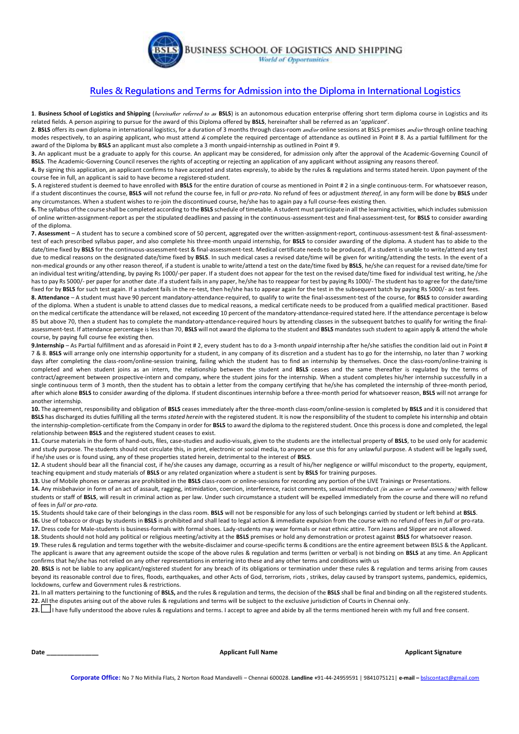BUSINESS SCHOOL OF LOGISTICS AND SHIPPING

*World of Opportunities*

## Rules & Regulations and Terms for Admission into the Diploma in International Logistics

**1**. **Business School of Logistics and Shipping** (*hereinafter referred to as* **BSLS**) is an autonomous education enterprise offering short term diploma course in Logistics and its related fields. A person aspiring to pursue for the award of this Diploma offered by **BSLS**, hereinafter shall be referred as an '*applicant*'.

**2**. **BSLS** offers its own diploma in international logistics, for a duration of 3 months through class-room *and/or* online sessions at BSLS premises *and/or* through online teaching modes respectively, to an aspiring applicant, who must attend *&* complete the required percentage of attendance as outlined in Point # 8. As a partial fulfillment for the award of the Diploma by **BSLS** an applicant must also complete a 3 month unpaid-internship as outlined in Point # 9.

**3.** An applicant must be a graduate to apply for this course. An applicant may be considered, for admission only after the approval of the Academic-Governing Council of **BSLS**. The Academic-Governing Council reserves the rights of accepting or rejecting an application of any applicant without assigning any reasons thereof.

**4.** By signing this application, an applicant confirms to have accepted and states expressly, to abide by the rules & regulations and terms stated herein. Upon payment of the course fee in full, an applicant is said to have become a registered-student.

**5.** A registered student is deemed to have enrolled with **BSLS** for the entire duration of course as mentioned in Point # 2 in a single continuous-term. For whatsoever reason, if a student discontinues the course, **BSLS** will not refund the course fee, in full or *pro-rata*. No refund of fees or adjustment *thereof*, in any form will be done by **BSLS** under any circumstances. When a student wishes to re-join the discontinued course, he/she has to again pay a full course-fees existing then.

**6.** The syllabus of the course shall be completed according to the **BSLS** schedule of timetable. A student must participate in all the learning activities, which includes submission of online written-assignment-report as per the stipulated deadlines and passing in the continuous-assessment-test and final-assessment-test, for **BSLS** to consider awarding of the diploma.

**7. Assessment** – A student has to secure a combined score of 50 percent, aggregated over the written-assignment-report, continuous-assessment-test & final-assessment-test of each prescribed syllabus paper, and also complete his three-month unpaid internship, for **BSLS** to consider awarding of the diploma. A student has to abide to the date/time fixed by **BSLS** for the continuous-assessment-test & final-assessment-test. Medical certificate needs to be produced, if a student is unable to write/attend any test due to medical reasons on the designated date/time fixed by **BSLS**. In such medical cases a revised date/time will be given for writing/attending the tests. In the event of a non-medical grounds or any other reason thereof, if a student is unable to write/attend a test on the date/time fixed by **BSLS**, he/she can request for a revised date/time for an individual test writing/attending, by paying Rs 1000/-per paper. If a student does not appear for the test on the revised date/time fixed for individual test writing, he /she has to pay Rs 5000/- per paper for another date .If a student fails in any paper, he/she has to reappear for test by paying Rs 1000/- The student has to agree for the date/time fixed by **BSLS** for such test again. If a student fails in the re-test, then he/she has to appear again for the test in the subsequent batch by paying Rs 5000/- as test fees.

**8. Attendance** – A student must have 90 percent mandatory-attendance-required, to qualify to write the final-assessment-test of the course, for **BSLS** to consider awarding of the diploma. When a student is unable to attend classes due to medical reasons, a medical certificate needs to be produced from a qualified medical practitioner. Based on the medical certificate the attendance will be relaxed, not exceeding 10 percent of the mandatory-attendance-required stated here. If the attendance percentage is below 85 but above 70, then a student has to complete the mandatory-attendance-required hours by attending classes in the subsequent batches to qualify for writing the final-assessment-test. If attendance percentage is less than 70, **BSLS** will not award the diploma to the student and **BSLS** mandates such student to again apply & attend the whole course, by paying full course fee existing then.

**9.Internship** – As Partial fulfillment and as aforesaid in Point # 2, every student has to do a 3-month *unpaid* internship after he/she satisfies the condition laid out in Point # 7 & 8. **BSLS** will arrange only one internship opportunity for a student, in any company of its discretion and a student has to go for the internship, no later than 7 working days after completing the class-room/online-session training, failing which the student has to find an internship by themselves. Once the class-room/online-training is completed and when student joins as an intern, the relationship between the student and **BSLS** ceases and the same thereafter is regulated by the terms of contract/agreement between prospective-intern and company, where the student joins for the internship. When a student completes his/her internship successfully in a single continuous term of 3 month, then the student has to obtain a letter from the company certifying that he/she has completed the internship of three-month period, after which alone **BSLS** to consider awarding of the diploma. If student discontinues internship before a three-month period for whatsoever reason, **BSLS** will not arrange for another internship.

**10.** The agreement, responsibility and obligation of **BSLS** ceases immediately after the three-month class-room/online-session is completed by **BSLS** and it is considered that **BSLS** has discharged its duties fulfilling all the terms *stated herein* with the registered student. It is now the responsibility of the student to complete his internship and obtain the internship-completion-certificate from the Company in order for **BSLS** to award the diploma to the registered student. Once this process is done and completed, the legal relationship between **BSLS** and the registered student ceases to exist.

**11.** Course materials in the form of hand-outs, files, case-studies and audio-visuals, given to the students are the intellectual property of **BSLS**, to be used only for academic and study purpose. The students should not circulate this, in print, electronic or social media, to anyone or use this for any unlawful purpose. A student will be legally sued, if he/she uses or is found using, any of these properties stated herein, detrimental to the interest of **BSLS**.

**12.** A student should bear all the financial cost, if he/she causes any damage, occurring as a result of his/her negligence or willful misconduct to the property, equipment, teaching equipment and study materials of **BSLS** or any related organization where a student is sent by **BSLS** for training purposes.

**13.** Use of Mobile phones or cameras are prohibited in the **BSLS** class-room or online-sessions for recording any portion of the LIVE Trainings or Presentations.

**14.** Any misbehavior in form of an act of assault, ragging, intimidation, coercion, interference, racist comments, sexual misconduct *(in action or verbal comments)* with fellow students or staff of **BSLS**, will result in criminal action as per law. Under such circumstance a student will be expelled immediately from the course and there will no refund of fees in *full* or *pro-rata.*

**15.** Students should take care of their belongings in the class room. **BSLS** will not be responsible for any loss of such belongings carried by student or left behind at **BSLS**.

**16.** Use of tobacco or drugs by students in **BSLS** is prohibited and shall lead to legal action & immediate expulsion from the course with no refund of fees in *full* or pro-rata.

**17.** Dress code for Male-students is business-formals with formal shoes. Lady-students may wear formals or neat ethnic attire. Torn Jeans and Slipper are not allowed.

**18.** Students should not hold any political or religious meeting/activity at the **BSLS** premises or hold any demonstration or protest against **BSLS** for whatsoever reason.

**19**. These rules & regulation and terms together with the website-disclaimer and course-specific terms & conditions are the entire agreement between BSLS & the Applicant. The applicant is aware that any agreement outside the scope of the above rules & regulation and terms (written or verbal) is not binding on **BSLS** at any time. An Applicant confirms that he/she has not relied on any other representations in entering into these and any other terms and conditions with us

**20**. **BSLS** is not be liable to any applicant/registered student for any breach of its obligations or termination under these rules & regulation and terms arising from causes beyond its reasonable control due to fires, floods, earthquakes, and other Acts of God, terrorism, riots , strikes, delay caused by transport systems, pandemics, epidemics, lockdowns, curfew and Government rules & restrictions.

**21.** In all matters pertaining to the functioning of **BSLS,** and the rules & regulation and terms, the decision of the **BSLS** shall be final and binding on all the registered students.

**22.** All the disputes arising out of the above rules & regulations and terms will be subject to the exclusive jurisdiction of Courts in Chennai only.

**23.** ☐ I have fully understood the above rules & regulations and terms. I accept to agree and abide by all the terms mentioned herein with my full and free consent.

**Date** _______________ **Applicant Full Name** **Applicant Signature**

**Corporate Office:** No 7 No Mithila Flats, 2 Norton Road Mandavelli – Chennai 600028. **Landline** +91-44-24959591 | 9841075121| **e-mail** – bslscontact@gmail.com